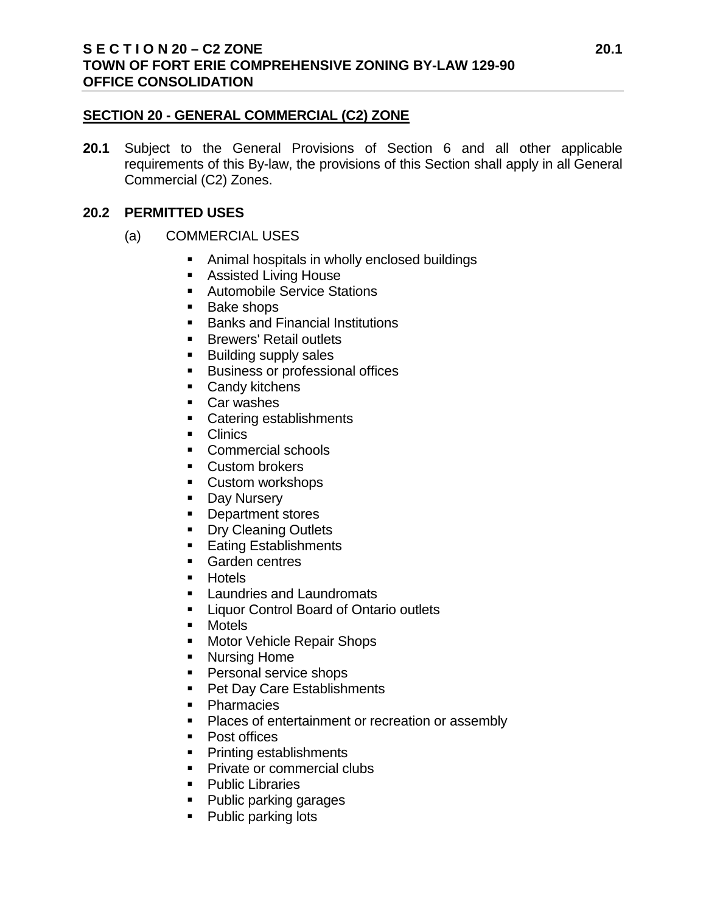## SECTION 20 - GENERAL COMMERCIAL (C2) ZONE

**20.1** Subject to the General Provisions of Section 6 and all other applicable requirements of this By-law, the provisions of this Section shall apply in all General Commercial (C2) Zones.

### 20.2 PERMITTED USES

(a) COMMERCIAL USES

- Animal hospitals in wholly enclosed buildings
- Assisted Living House
- Automobile Service Stations
- Bake shops
- Banks and Financial Institutions
- Brewers' Retail outlets
- Building supply sales
- Business or professional offices
- Candy kitchens
- Car washes
- Catering establishments
- Clinics
- Commercial schools
- Custom brokers
- Custom workshops
- Day Nursery
- Department stores
- Dry Cleaning Outlets
- Eating Establishments
- Garden centres
- Hotels
- Laundries and Laundromats
- Liquor Control Board of Ontario outlets
- Motels
- Motor Vehicle Repair Shops
- Nursing Home
- Personal service shops
- Pet Day Care Establishments
- Pharmacies
- Places of entertainment or recreation or assembly
- Post offices
- Printing establishments
- Private or commercial clubs
- Public Libraries
- Public parking garages
- Public parking lots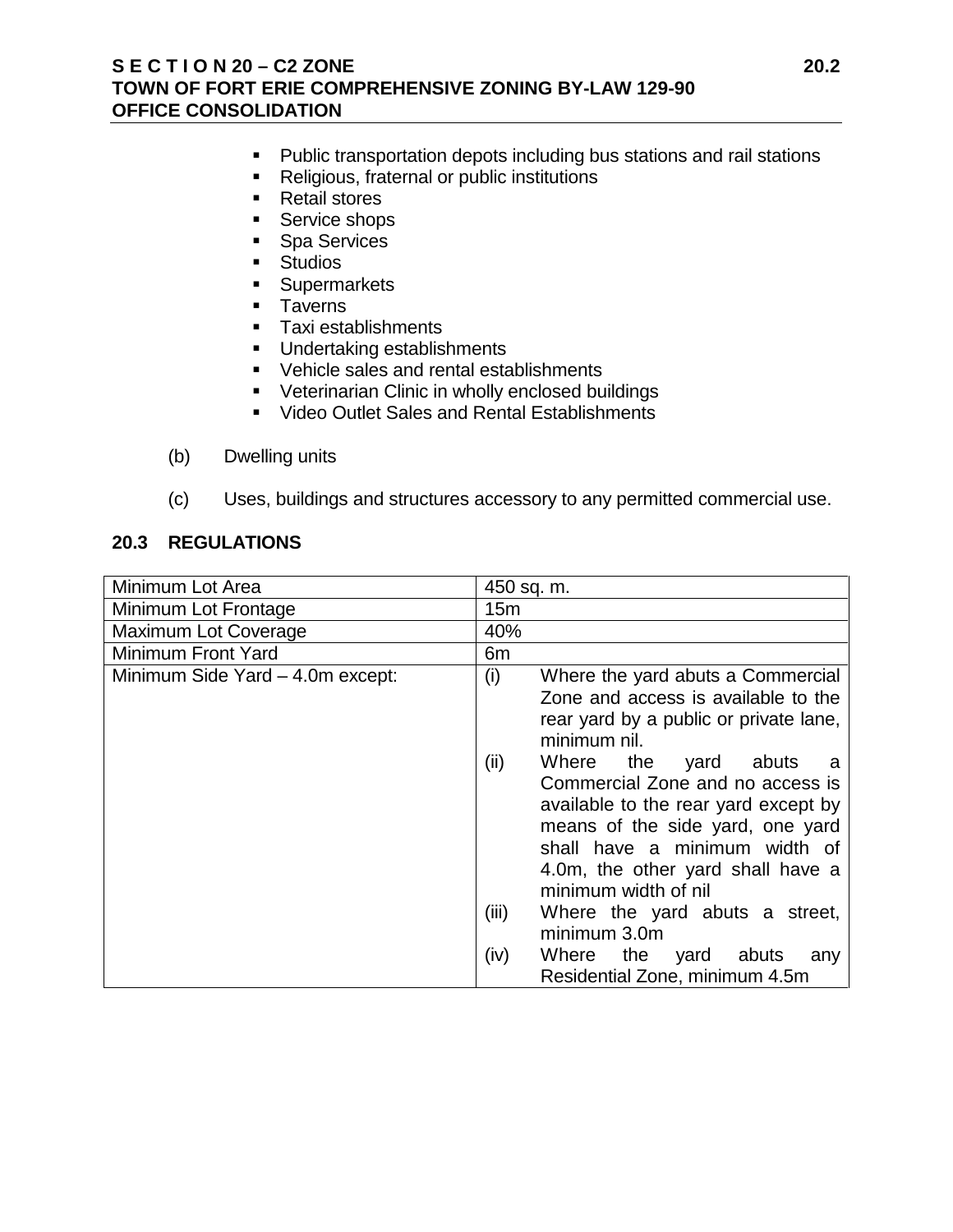- Public transportation depots including bus stations and rail stations
- Religious, fraternal or public institutions
- Retail stores
- Service shops
- Spa Services
- Studios
- Supermarkets
- Taverns
- Taxi establishments
- Undertaking establishments
- Vehicle sales and rental establishments
- Veterinarian Clinic in wholly enclosed buildings
- Video Outlet Sales and Rental Establishments

(b) Dwelling units

(c) Uses, buildings and structures accessory to any permitted commercial use.

## 20.3 REGULATIONS

| | |
|---|---|
| Minimum Lot Area | 450 sq. m. |
| Minimum Lot Frontage | 15m |
| Maximum Lot Coverage | 40% |
| Minimum Front Yard | 6m |
| Minimum Side Yard – 4.0m except: | (i) Where the yard abuts a Commercial Zone and access is available to the rear yard by a public or private lane, minimum nil.<br>(ii) Where the yard abuts a Commercial Zone and no access is available to the rear yard except by means of the side yard, one yard shall have a minimum width of 4.0m, the other yard shall have a minimum width of nil<br>(iii) Where the yard abuts a street, minimum 3.0m<br>(iv) Where the yard abuts any Residential Zone, minimum 4.5m |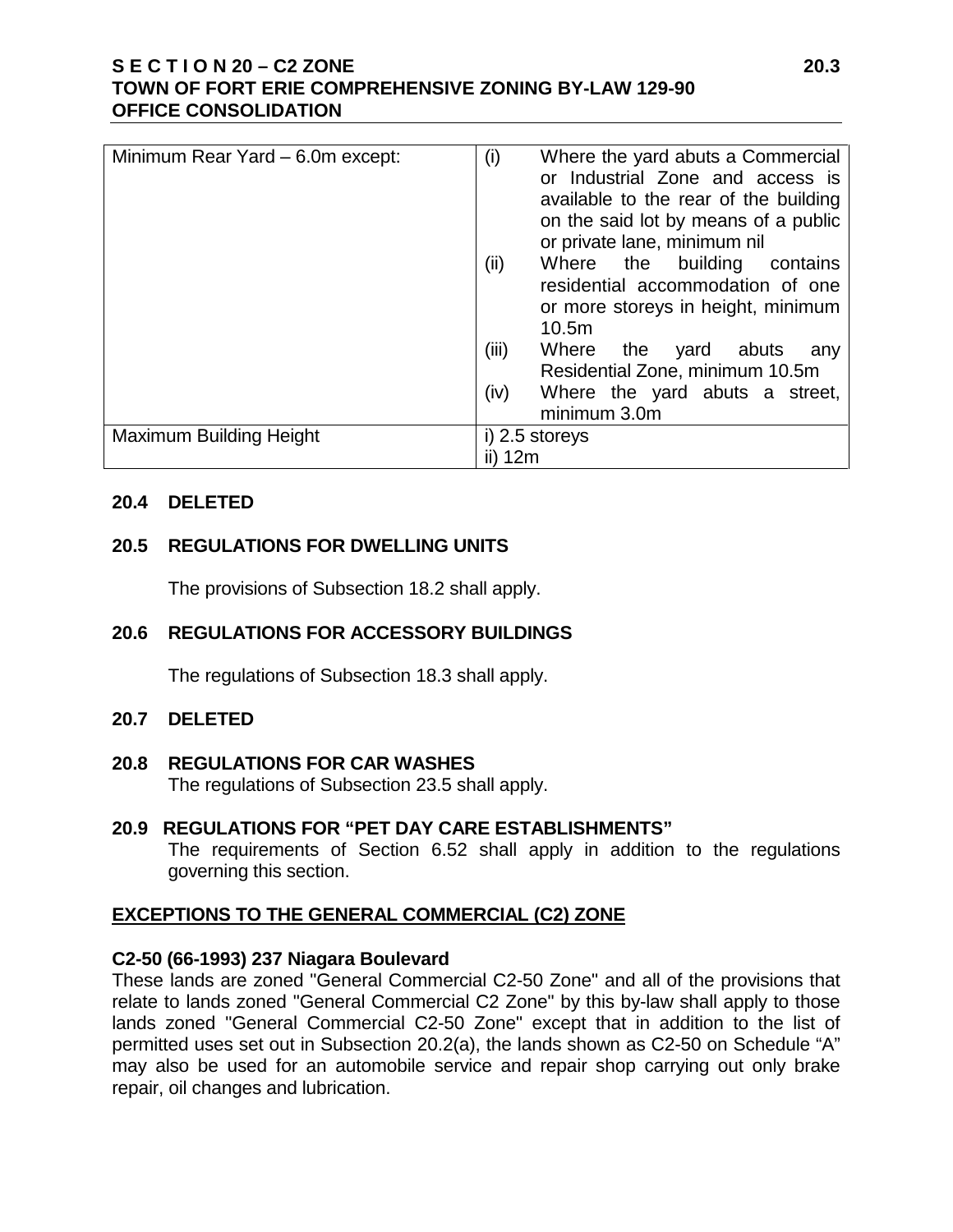| | |
|---|---|
| Minimum Rear Yard – 6.0m except: | (i) Where the yard abuts a Commercial or Industrial Zone and access is available to the rear of the building on the said lot by means of a public or private lane, minimum nil<br>(ii) Where the building contains residential accommodation of one or more storeys in height, minimum 10.5m<br>(iii) Where the yard abuts any Residential Zone, minimum 10.5m<br>(iv) Where the yard abuts a street, minimum 3.0m |
| Maximum Building Height | i) 2.5 storeys<br>ii) 12m |

## 20.4 DELETED

## 20.5 REGULATIONS FOR DWELLING UNITS

The provisions of Subsection 18.2 shall apply.

## 20.6 REGULATIONS FOR ACCESSORY BUILDINGS

The regulations of Subsection 18.3 shall apply.

## 20.7 DELETED

## 20.8 REGULATIONS FOR CAR WASHES

The regulations of Subsection 23.5 shall apply.

## 20.9 REGULATIONS FOR "PET DAY CARE ESTABLISHMENTS"

The requirements of Section 6.52 shall apply in addition to the regulations governing this section.

## EXCEPTIONS TO THE GENERAL COMMERCIAL (C2) ZONE

**C2-50 (66-1993) 237 Niagara Boulevard**

These lands are zoned "General Commercial C2-50 Zone" and all of the provisions that relate to lands zoned "General Commercial C2 Zone" by this by-law shall apply to those lands zoned "General Commercial C2-50 Zone" except that in addition to the list of permitted uses set out in Subsection 20.2(a), the lands shown as C2-50 on Schedule "A" may also be used for an automobile service and repair shop carrying out only brake repair, oil changes and lubrication.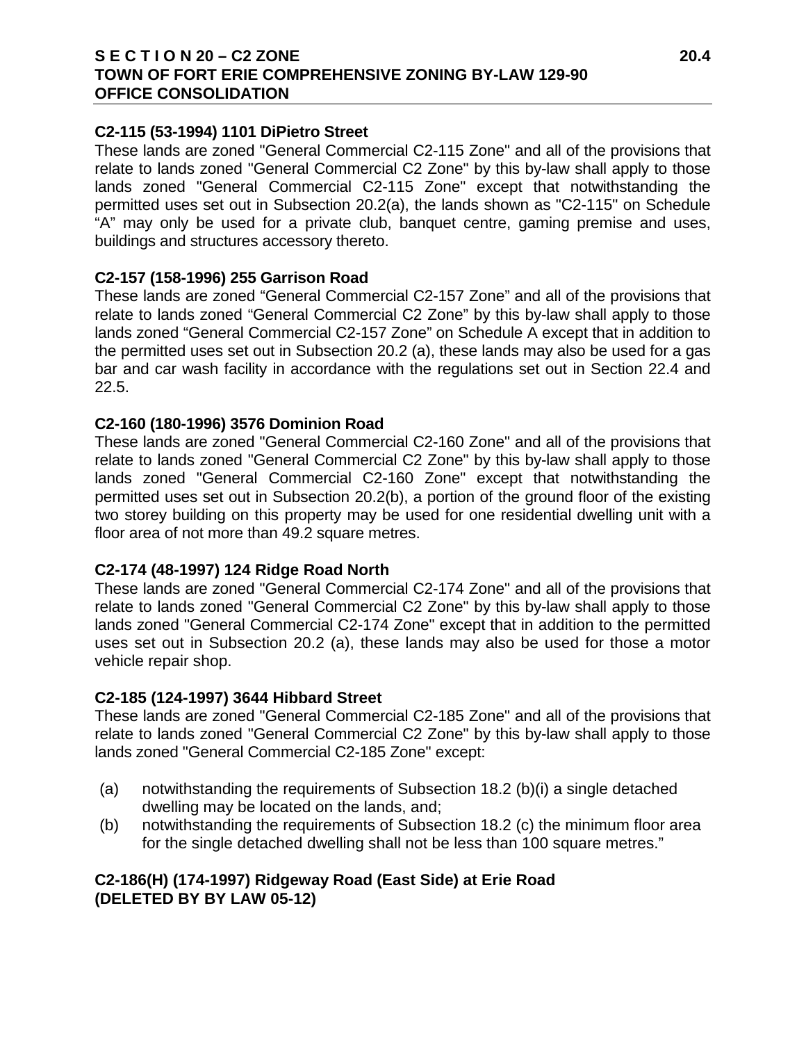#### C2-115 (53-1994) 1101 DiPietro Street

These lands are zoned "General Commercial C2-115 Zone" and all of the provisions that relate to lands zoned "General Commercial C2 Zone" by this by-law shall apply to those lands zoned "General Commercial C2-115 Zone" except that notwithstanding the permitted uses set out in Subsection 20.2(a), the lands shown as "C2-115" on Schedule "A" may only be used for a private club, banquet centre, gaming premise and uses, buildings and structures accessory thereto.

#### C2-157 (158-1996) 255 Garrison Road

These lands are zoned "General Commercial C2-157 Zone" and all of the provisions that relate to lands zoned "General Commercial C2 Zone" by this by-law shall apply to those lands zoned "General Commercial C2-157 Zone" on Schedule A except that in addition to the permitted uses set out in Subsection 20.2 (a), these lands may also be used for a gas bar and car wash facility in accordance with the regulations set out in Section 22.4 and 22.5.

#### C2-160 (180-1996) 3576 Dominion Road

These lands are zoned "General Commercial C2-160 Zone" and all of the provisions that relate to lands zoned "General Commercial C2 Zone" by this by-law shall apply to those lands zoned "General Commercial C2-160 Zone" except that notwithstanding the permitted uses set out in Subsection 20.2(b), a portion of the ground floor of the existing two storey building on this property may be used for one residential dwelling unit with a floor area of not more than 49.2 square metres.

#### C2-174 (48-1997) 124 Ridge Road North

These lands are zoned "General Commercial C2-174 Zone" and all of the provisions that relate to lands zoned "General Commercial C2 Zone" by this by-law shall apply to those lands zoned "General Commercial C2-174 Zone" except that in addition to the permitted uses set out in Subsection 20.2 (a), these lands may also be used for those a motor vehicle repair shop.

#### C2-185 (124-1997) 3644 Hibbard Street

These lands are zoned "General Commercial C2-185 Zone" and all of the provisions that relate to lands zoned "General Commercial C2 Zone" by this by-law shall apply to those lands zoned "General Commercial C2-185 Zone" except:

(a) notwithstanding the requirements of Subsection 18.2 (b)(i) a single detached dwelling may be located on the lands, and;

(b) notwithstanding the requirements of Subsection 18.2 (c) the minimum floor area for the single detached dwelling shall not be less than 100 square metres."

#### C2-186(H) (174-1997) Ridgeway Road (East Side) at Erie Road (DELETED BY BY LAW 05-12)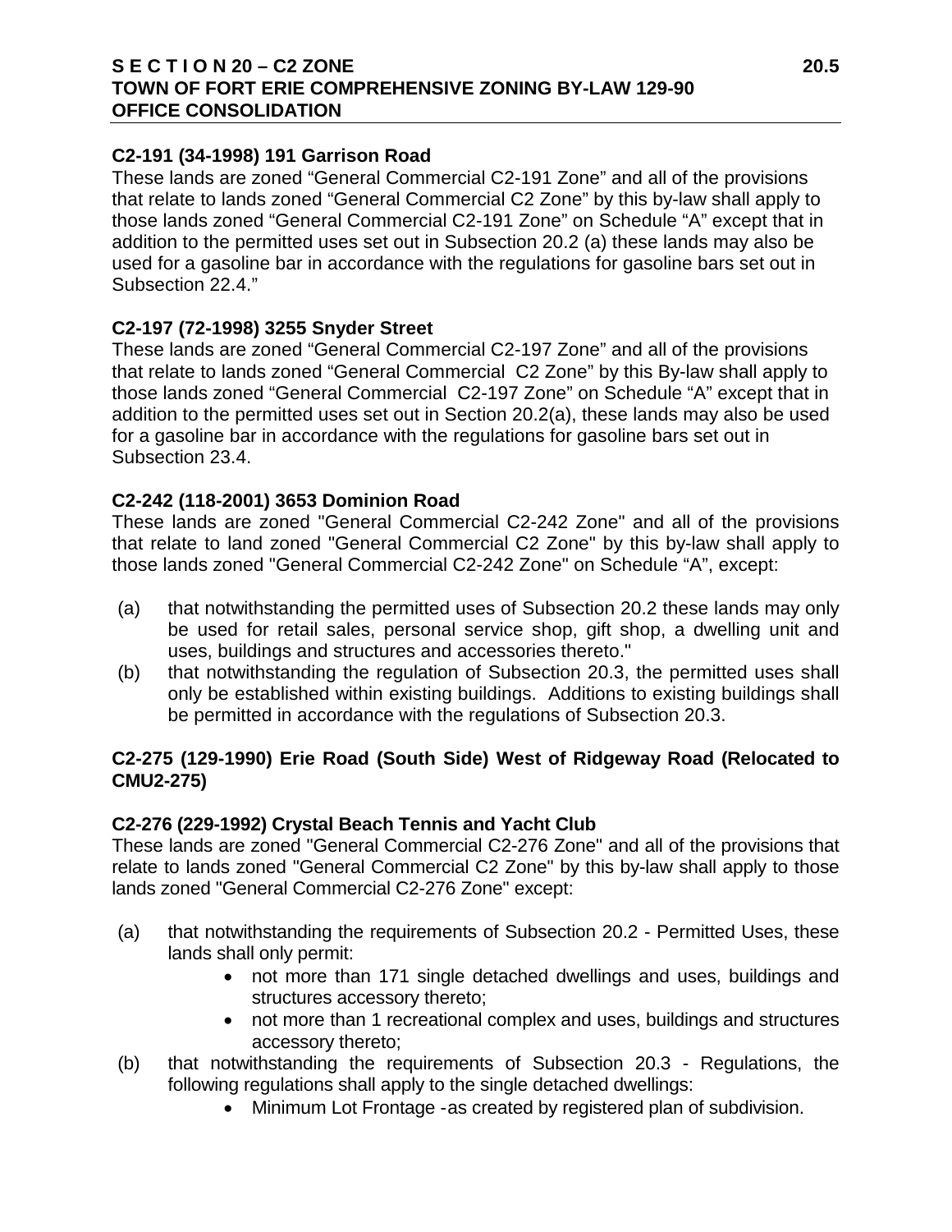### C2-191 (34-1998) 191 Garrison Road

These lands are zoned "General Commercial C2-191 Zone" and all of the provisions that relate to lands zoned "General Commercial C2 Zone" by this by-law shall apply to those lands zoned "General Commercial C2-191 Zone" on Schedule "A" except that in addition to the permitted uses set out in Subsection 20.2 (a) these lands may also be used for a gasoline bar in accordance with the regulations for gasoline bars set out in Subsection 22.4."

### C2-197 (72-1998) 3255 Snyder Street

These lands are zoned "General Commercial C2-197 Zone" and all of the provisions that relate to lands zoned "General Commercial C2 Zone" by this By-law shall apply to those lands zoned "General Commercial C2-197 Zone" on Schedule "A" except that in addition to the permitted uses set out in Section 20.2(a), these lands may also be used for a gasoline bar in accordance with the regulations for gasoline bars set out in Subsection 23.4.

### C2-242 (118-2001) 3653 Dominion Road

These lands are zoned "General Commercial C2-242 Zone" and all of the provisions that relate to land zoned "General Commercial C2 Zone" by this by-law shall apply to those lands zoned "General Commercial C2-242 Zone" on Schedule "A", except:

(a) that notwithstanding the permitted uses of Subsection 20.2 these lands may only be used for retail sales, personal service shop, gift shop, a dwelling unit and uses, buildings and structures and accessories thereto."

(b) that notwithstanding the regulation of Subsection 20.3, the permitted uses shall only be established within existing buildings. Additions to existing buildings shall be permitted in accordance with the regulations of Subsection 20.3.

### C2-275 (129-1990) Erie Road (South Side) West of Ridgeway Road (Relocated to CMU2-275)

### C2-276 (229-1992) Crystal Beach Tennis and Yacht Club

These lands are zoned "General Commercial C2-276 Zone" and all of the provisions that relate to lands zoned "General Commercial C2 Zone" by this by-law shall apply to those lands zoned "General Commercial C2-276 Zone" except:

(a) that notwithstanding the requirements of Subsection 20.2 - Permitted Uses, these lands shall only permit:
- not more than 171 single detached dwellings and uses, buildings and structures accessory thereto;
- not more than 1 recreational complex and uses, buildings and structures accessory thereto;

(b) that notwithstanding the requirements of Subsection 20.3 - Regulations, the following regulations shall apply to the single detached dwellings:
- Minimum Lot Frontage -as created by registered plan of subdivision.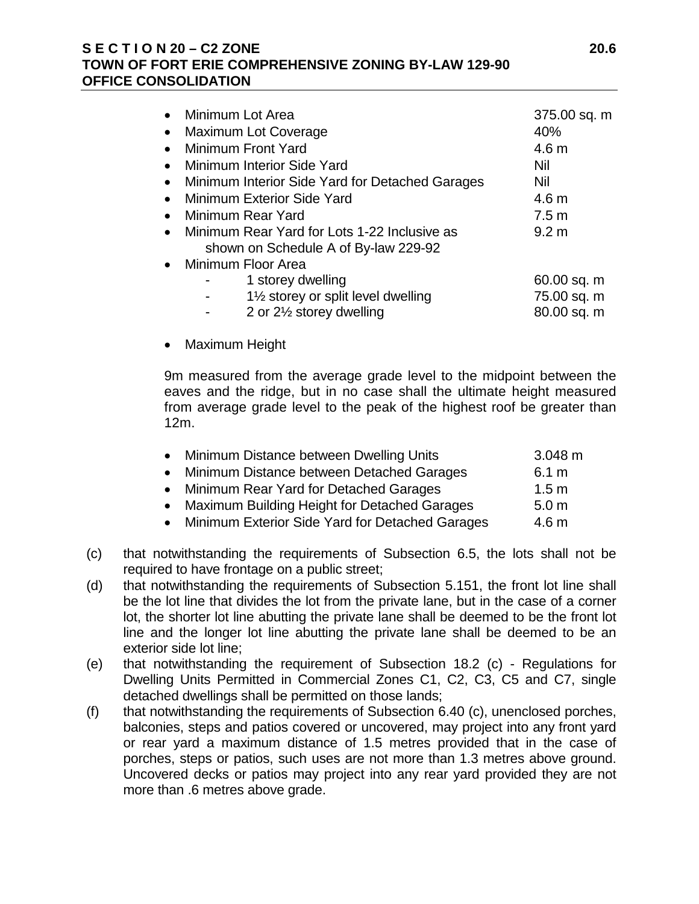- Minimum Lot Area 375.00 sq. m
- Maximum Lot Coverage 40%
- Minimum Front Yard 4.6 m
- Minimum Interior Side Yard Nil
- Minimum Interior Side Yard for Detached Garages Nil
- Minimum Exterior Side Yard 4.6 m
- Minimum Rear Yard 7.5 m
- Minimum Rear Yard for Lots 1-22 Inclusive as shown on Schedule A of By-law 229-92 9.2 m
- Minimum Floor Area
  - 1 storey dwelling 60.00 sq. m
  - 1½ storey or split level dwelling 75.00 sq. m
  - 2 or 2½ storey dwelling 80.00 sq. m

- Maximum Height

  9m measured from the average grade level to the midpoint between the eaves and the ridge, but in no case shall the ultimate height measured from average grade level to the peak of the highest roof be greater than 12m.

- Minimum Distance between Dwelling Units 3.048 m
- Minimum Distance between Detached Garages 6.1 m
- Minimum Rear Yard for Detached Garages 1.5 m
- Maximum Building Height for Detached Garages 5.0 m
- Minimum Exterior Side Yard for Detached Garages 4.6 m

(c) that notwithstanding the requirements of Subsection 6.5, the lots shall not be required to have frontage on a public street;

(d) that notwithstanding the requirements of Subsection 5.151, the front lot line shall be the lot line that divides the lot from the private lane, but in the case of a corner lot, the shorter lot line abutting the private lane shall be deemed to be the front lot line and the longer lot line abutting the private lane shall be deemed to be an exterior side lot line;

(e) that notwithstanding the requirement of Subsection 18.2 (c) - Regulations for Dwelling Units Permitted in Commercial Zones C1, C2, C3, C5 and C7, single detached dwellings shall be permitted on those lands;

(f) that notwithstanding the requirements of Subsection 6.40 (c), unenclosed porches, balconies, steps and patios covered or uncovered, may project into any front yard or rear yard a maximum distance of 1.5 metres provided that in the case of porches, steps or patios, such uses are not more than 1.3 metres above ground. Uncovered decks or patios may project into any rear yard provided they are not more than .6 metres above grade.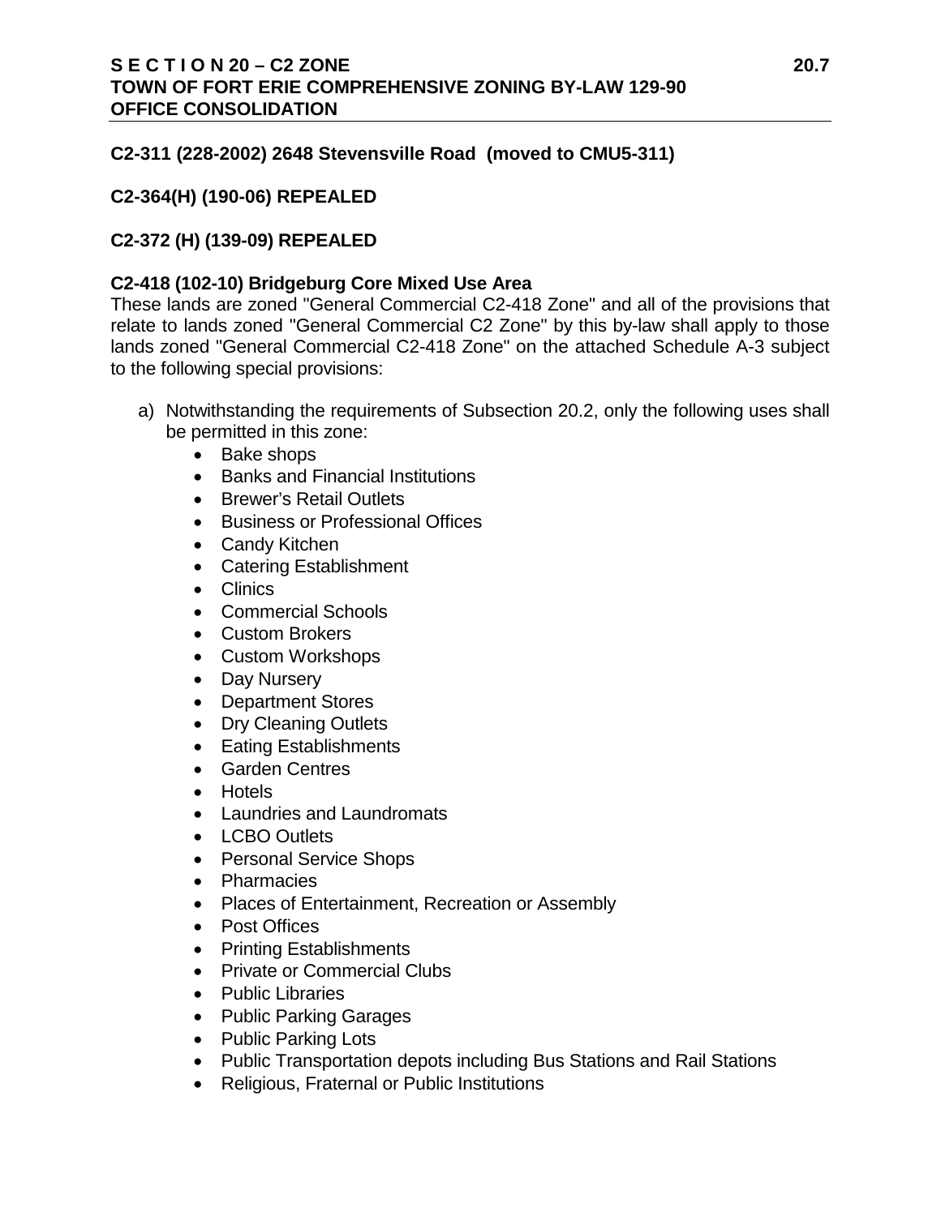**C2-311 (228-2002) 2648 Stevensville Road (moved to CMU5-311)**

**C2-364(H) (190-06) REPEALED**

**C2-372 (H) (139-09) REPEALED**

**C2-418 (102-10) Bridgeburg Core Mixed Use Area**

These lands are zoned "General Commercial C2-418 Zone" and all of the provisions that relate to lands zoned "General Commercial C2 Zone" by this by-law shall apply to those lands zoned "General Commercial C2-418 Zone" on the attached Schedule A-3 subject to the following special provisions:

a) Notwithstanding the requirements of Subsection 20.2, only the following uses shall be permitted in this zone:
   - Bake shops
   - Banks and Financial Institutions
   - Brewer's Retail Outlets
   - Business or Professional Offices
   - Candy Kitchen
   - Catering Establishment
   - Clinics
   - Commercial Schools
   - Custom Brokers
   - Custom Workshops
   - Day Nursery
   - Department Stores
   - Dry Cleaning Outlets
   - Eating Establishments
   - Garden Centres
   - Hotels
   - Laundries and Laundromats
   - LCBO Outlets
   - Personal Service Shops
   - Pharmacies
   - Places of Entertainment, Recreation or Assembly
   - Post Offices
   - Printing Establishments
   - Private or Commercial Clubs
   - Public Libraries
   - Public Parking Garages
   - Public Parking Lots
   - Public Transportation depots including Bus Stations and Rail Stations
   - Religious, Fraternal or Public Institutions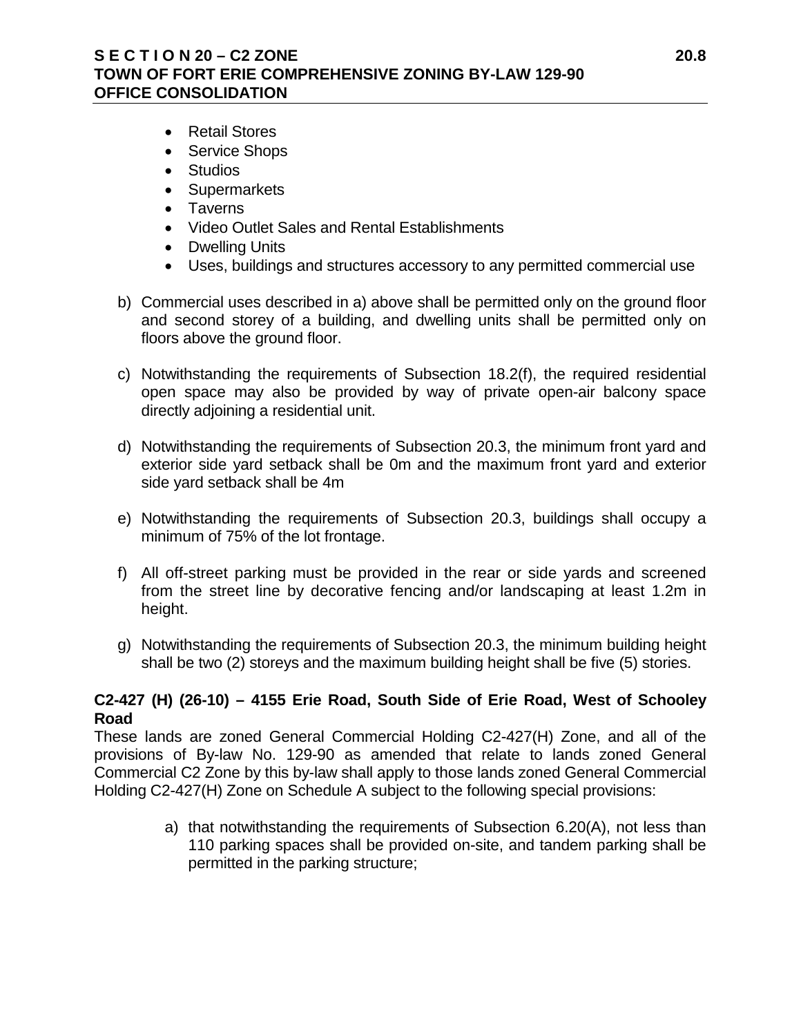- Retail Stores
- Service Shops
- Studios
- Supermarkets
- Taverns
- Video Outlet Sales and Rental Establishments
- Dwelling Units
- Uses, buildings and structures accessory to any permitted commercial use

b) Commercial uses described in a) above shall be permitted only on the ground floor and second storey of a building, and dwelling units shall be permitted only on floors above the ground floor.

c) Notwithstanding the requirements of Subsection 18.2(f), the required residential open space may also be provided by way of private open-air balcony space directly adjoining a residential unit.

d) Notwithstanding the requirements of Subsection 20.3, the minimum front yard and exterior side yard setback shall be 0m and the maximum front yard and exterior side yard setback shall be 4m

e) Notwithstanding the requirements of Subsection 20.3, buildings shall occupy a minimum of 75% of the lot frontage.

f) All off-street parking must be provided in the rear or side yards and screened from the street line by decorative fencing and/or landscaping at least 1.2m in height.

g) Notwithstanding the requirements of Subsection 20.3, the minimum building height shall be two (2) storeys and the maximum building height shall be five (5) stories.

**C2-427 (H) (26-10) – 4155 Erie Road, South Side of Erie Road, West of Schooley Road**

These lands are zoned General Commercial Holding C2-427(H) Zone, and all of the provisions of By-law No. 129-90 as amended that relate to lands zoned General Commercial C2 Zone by this by-law shall apply to those lands zoned General Commercial Holding C2-427(H) Zone on Schedule A subject to the following special provisions:

a) that notwithstanding the requirements of Subsection 6.20(A), not less than 110 parking spaces shall be provided on-site, and tandem parking shall be permitted in the parking structure;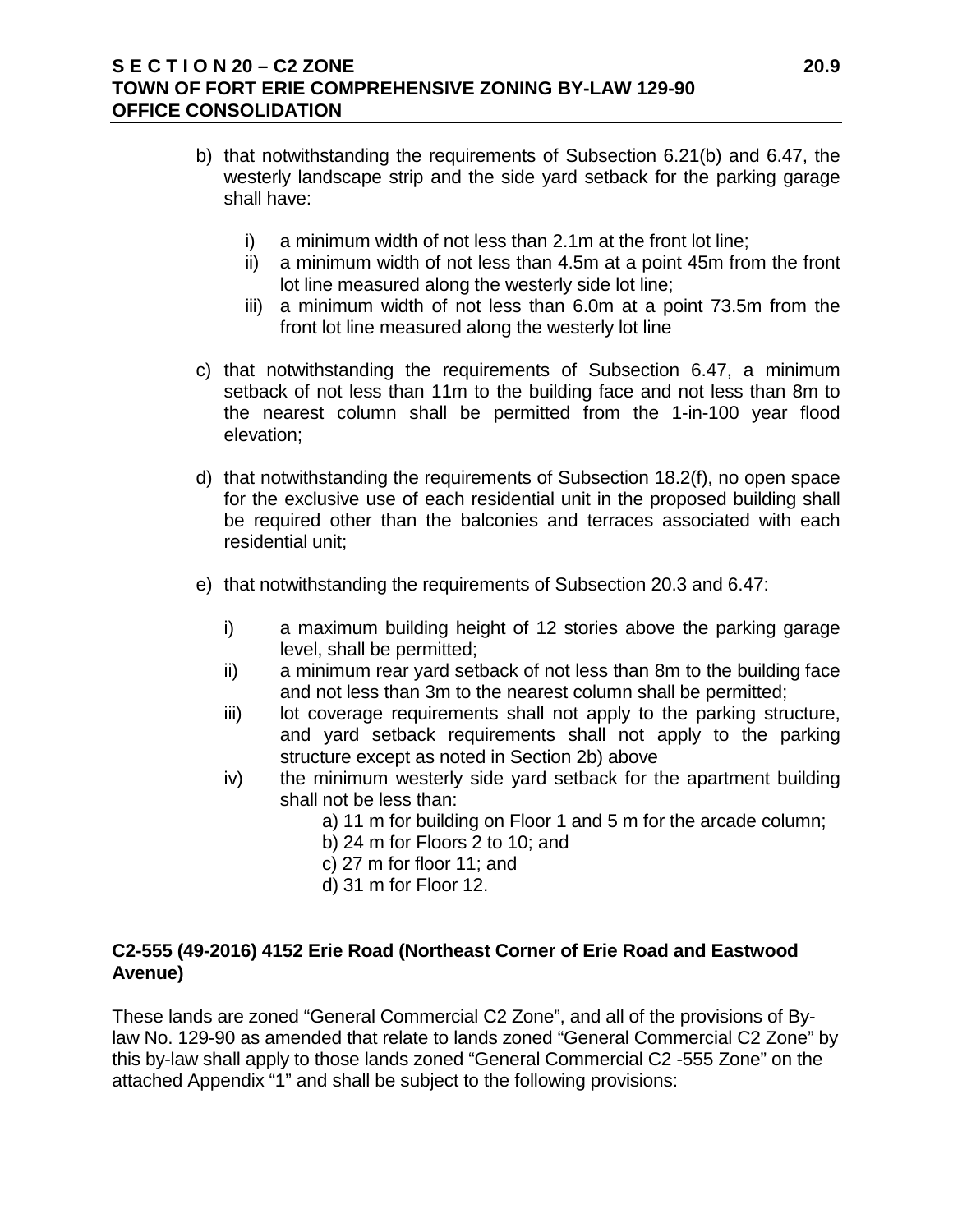b) that notwithstanding the requirements of Subsection 6.21(b) and 6.47, the westerly landscape strip and the side yard setback for the parking garage shall have:

   i) a minimum width of not less than 2.1m at the front lot line;
   ii) a minimum width of not less than 4.5m at a point 45m from the front lot line measured along the westerly side lot line;
   iii) a minimum width of not less than 6.0m at a point 73.5m from the front lot line measured along the westerly lot line

c) that notwithstanding the requirements of Subsection 6.47, a minimum setback of not less than 11m to the building face and not less than 8m to the nearest column shall be permitted from the 1-in-100 year flood elevation;

d) that notwithstanding the requirements of Subsection 18.2(f), no open space for the exclusive use of each residential unit in the proposed building shall be required other than the balconies and terraces associated with each residential unit;

e) that notwithstanding the requirements of Subsection 20.3 and 6.47:

   i) a maximum building height of 12 stories above the parking garage level, shall be permitted;
   ii) a minimum rear yard setback of not less than 8m to the building face and not less than 3m to the nearest column shall be permitted;
   iii) lot coverage requirements shall not apply to the parking structure, and yard setback requirements shall not apply to the parking structure except as noted in Section 2b) above
   iv) the minimum westerly side yard setback for the apartment building shall not be less than:
      a) 11 m for building on Floor 1 and 5 m for the arcade column;
      b) 24 m for Floors 2 to 10; and
      c) 27 m for floor 11; and
      d) 31 m for Floor 12.

**C2-555 (49-2016) 4152 Erie Road (Northeast Corner of Erie Road and Eastwood Avenue)**

These lands are zoned “General Commercial C2 Zone”, and all of the provisions of By-law No. 129-90 as amended that relate to lands zoned “General Commercial C2 Zone” by this by-law shall apply to those lands zoned “General Commercial C2 -555 Zone” on the attached Appendix “1” and shall be subject to the following provisions: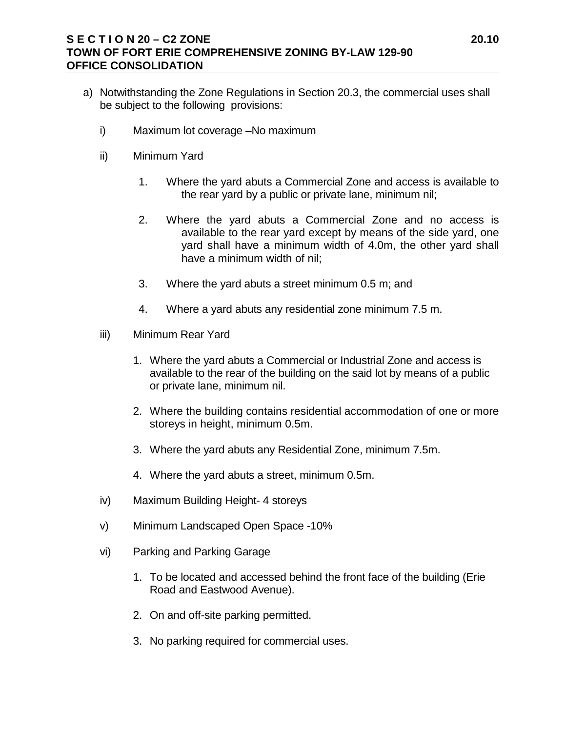a) Notwithstanding the Zone Regulations in Section 20.3, the commercial uses shall be subject to the following provisions:

   i) Maximum lot coverage –No maximum

   ii) Minimum Yard

      1. Where the yard abuts a Commercial Zone and access is available to the rear yard by a public or private lane, minimum nil;

      2. Where the yard abuts a Commercial Zone and no access is available to the rear yard except by means of the side yard, one yard shall have a minimum width of 4.0m, the other yard shall have a minimum width of nil;

      3. Where the yard abuts a street minimum 0.5 m; and

      4. Where a yard abuts any residential zone minimum 7.5 m.

   iii) Minimum Rear Yard

      1. Where the yard abuts a Commercial or Industrial Zone and access is available to the rear of the building on the said lot by means of a public or private lane, minimum nil.

      2. Where the building contains residential accommodation of one or more storeys in height, minimum 0.5m.

      3. Where the yard abuts any Residential Zone, minimum 7.5m.

      4. Where the yard abuts a street, minimum 0.5m.

   iv) Maximum Building Height- 4 storeys

   v) Minimum Landscaped Open Space -10%

   vi) Parking and Parking Garage

      1. To be located and accessed behind the front face of the building (Erie Road and Eastwood Avenue).

      2. On and off-site parking permitted.

      3. No parking required for commercial uses.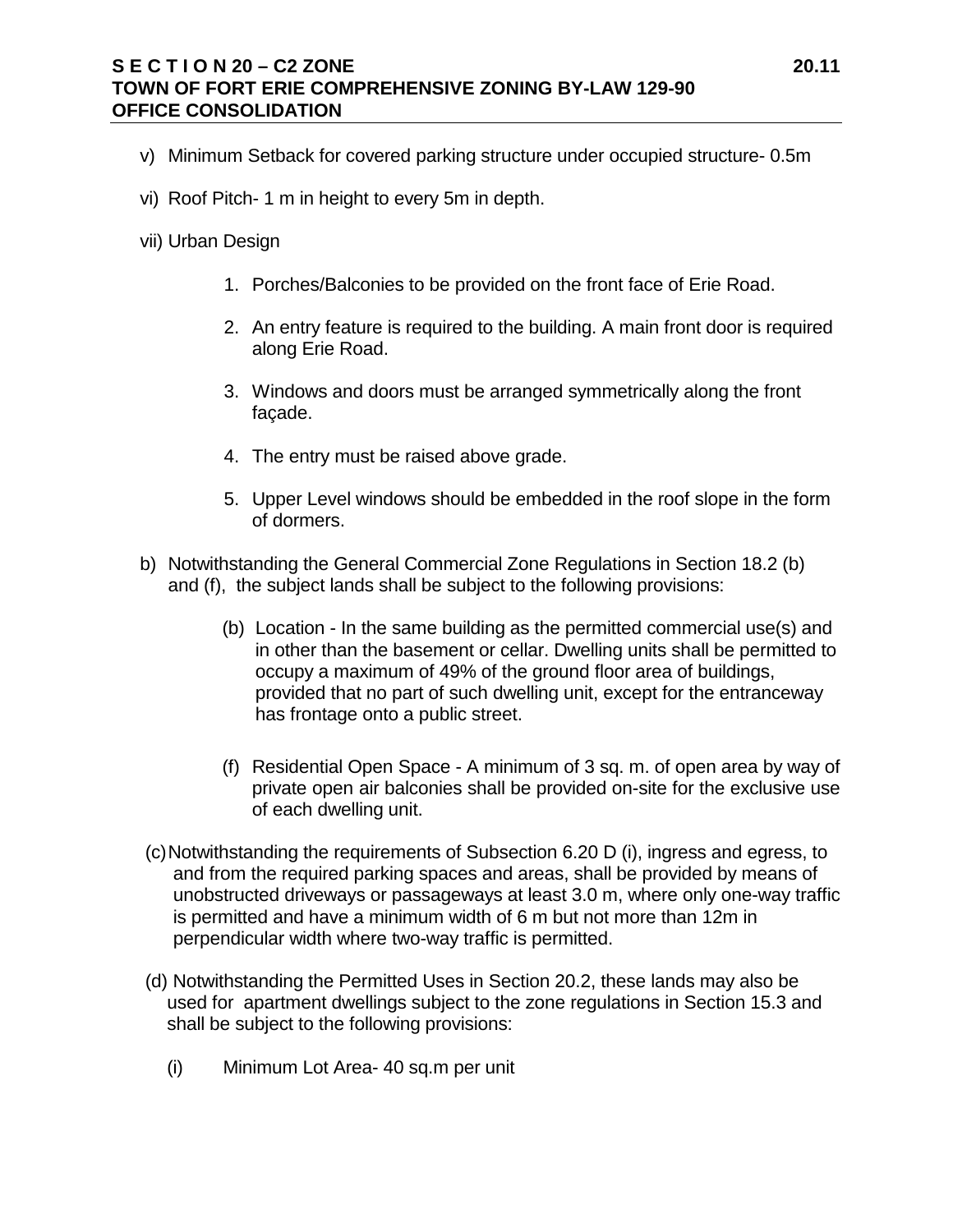v) Minimum Setback for covered parking structure under occupied structure- 0.5m

vi) Roof Pitch- 1 m in height to every 5m in depth.

vii) Urban Design

1. Porches/Balconies to be provided on the front face of Erie Road.
2. An entry feature is required to the building. A main front door is required along Erie Road.
3. Windows and doors must be arranged symmetrically along the front façade.
4. The entry must be raised above grade.
5. Upper Level windows should be embedded in the roof slope in the form of dormers.

b) Notwithstanding the General Commercial Zone Regulations in Section 18.2 (b) and (f), the subject lands shall be subject to the following provisions:

(b) Location - In the same building as the permitted commercial use(s) and in other than the basement or cellar. Dwelling units shall be permitted to occupy a maximum of 49% of the ground floor area of buildings, provided that no part of such dwelling unit, except for the entranceway has frontage onto a public street.

(f) Residential Open Space - A minimum of 3 sq. m. of open area by way of private open air balconies shall be provided on-site for the exclusive use of each dwelling unit.

(c) Notwithstanding the requirements of Subsection 6.20 D (i), ingress and egress, to and from the required parking spaces and areas, shall be provided by means of unobstructed driveways or passageways at least 3.0 m, where only one-way traffic is permitted and have a minimum width of 6 m but not more than 12m in perpendicular width where two-way traffic is permitted.

(d) Notwithstanding the Permitted Uses in Section 20.2, these lands may also be used for apartment dwellings subject to the zone regulations in Section 15.3 and shall be subject to the following provisions:

(i) Minimum Lot Area- 40 sq.m per unit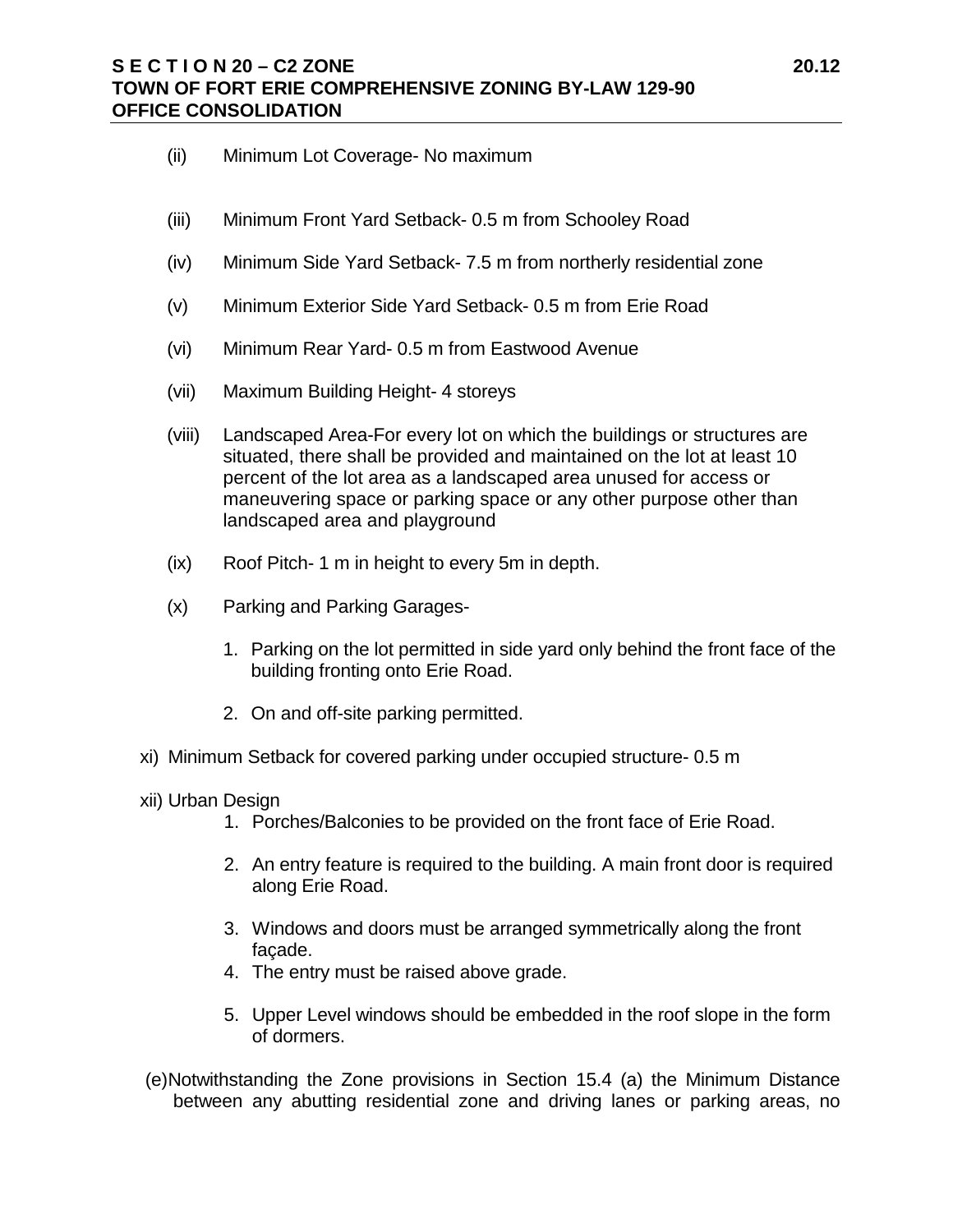(ii) Minimum Lot Coverage- No maximum

(iii) Minimum Front Yard Setback- 0.5 m from Schooley Road

(iv) Minimum Side Yard Setback- 7.5 m from northerly residential zone

(v) Minimum Exterior Side Yard Setback- 0.5 m from Erie Road

(vi) Minimum Rear Yard- 0.5 m from Eastwood Avenue

(vii) Maximum Building Height- 4 storeys

(viii) Landscaped Area-For every lot on which the buildings or structures are situated, there shall be provided and maintained on the lot at least 10 percent of the lot area as a landscaped area unused for access or maneuvering space or parking space or any other purpose other than landscaped area and playground

(ix) Roof Pitch- 1 m in height to every 5m in depth.

(x) Parking and Parking Garages-

1. Parking on the lot permitted in side yard only behind the front face of the building fronting onto Erie Road.

2. On and off-site parking permitted.

xi) Minimum Setback for covered parking under occupied structure- 0.5 m

xii) Urban Design

1. Porches/Balconies to be provided on the front face of Erie Road.

2. An entry feature is required to the building. A main front door is required along Erie Road.

3. Windows and doors must be arranged symmetrically along the front façade.

4. The entry must be raised above grade.

5. Upper Level windows should be embedded in the roof slope in the form of dormers.

(e) Notwithstanding the Zone provisions in Section 15.4 (a) the Minimum Distance between any abutting residential zone and driving lanes or parking areas, no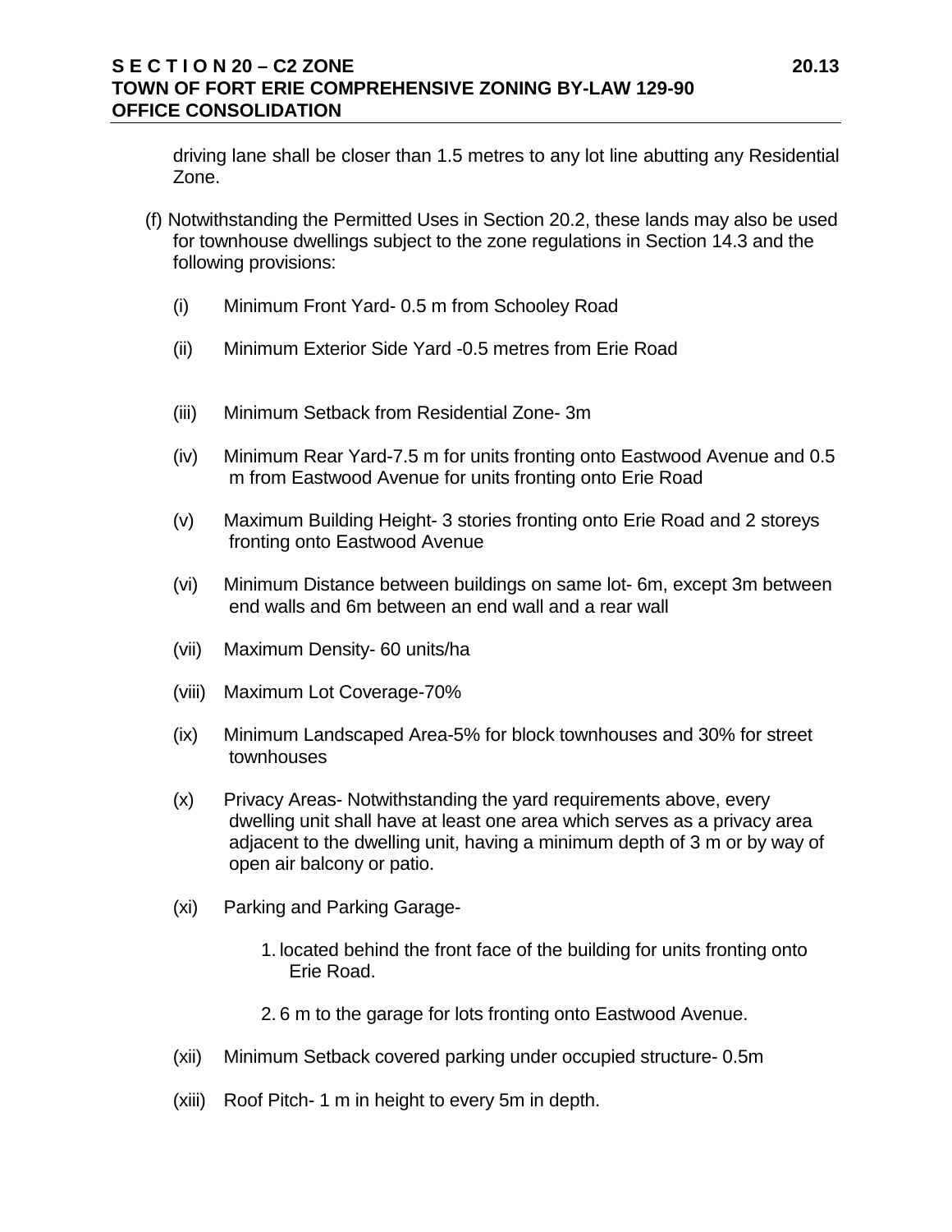driving lane shall be closer than 1.5 metres to any lot line abutting any Residential Zone.

(f) Notwithstanding the Permitted Uses in Section 20.2, these lands may also be used for townhouse dwellings subject to the zone regulations in Section 14.3 and the following provisions:

(i) Minimum Front Yard- 0.5 m from Schooley Road

(ii) Minimum Exterior Side Yard -0.5 metres from Erie Road

(iii) Minimum Setback from Residential Zone- 3m

(iv) Minimum Rear Yard-7.5 m for units fronting onto Eastwood Avenue and 0.5 m from Eastwood Avenue for units fronting onto Erie Road

(v) Maximum Building Height- 3 stories fronting onto Erie Road and 2 storeys fronting onto Eastwood Avenue

(vi) Minimum Distance between buildings on same lot- 6m, except 3m between end walls and 6m between an end wall and a rear wall

(vii) Maximum Density- 60 units/ha

(viii) Maximum Lot Coverage-70%

(ix) Minimum Landscaped Area-5% for block townhouses and 30% for street townhouses

(x) Privacy Areas- Notwithstanding the yard requirements above, every dwelling unit shall have at least one area which serves as a privacy area adjacent to the dwelling unit, having a minimum depth of 3 m or by way of open air balcony or patio.

(xi) Parking and Parking Garage-

1. located behind the front face of the building for units fronting onto Erie Road.

2. 6 m to the garage for lots fronting onto Eastwood Avenue.

(xii) Minimum Setback covered parking under occupied structure- 0.5m

(xiii) Roof Pitch- 1 m in height to every 5m in depth.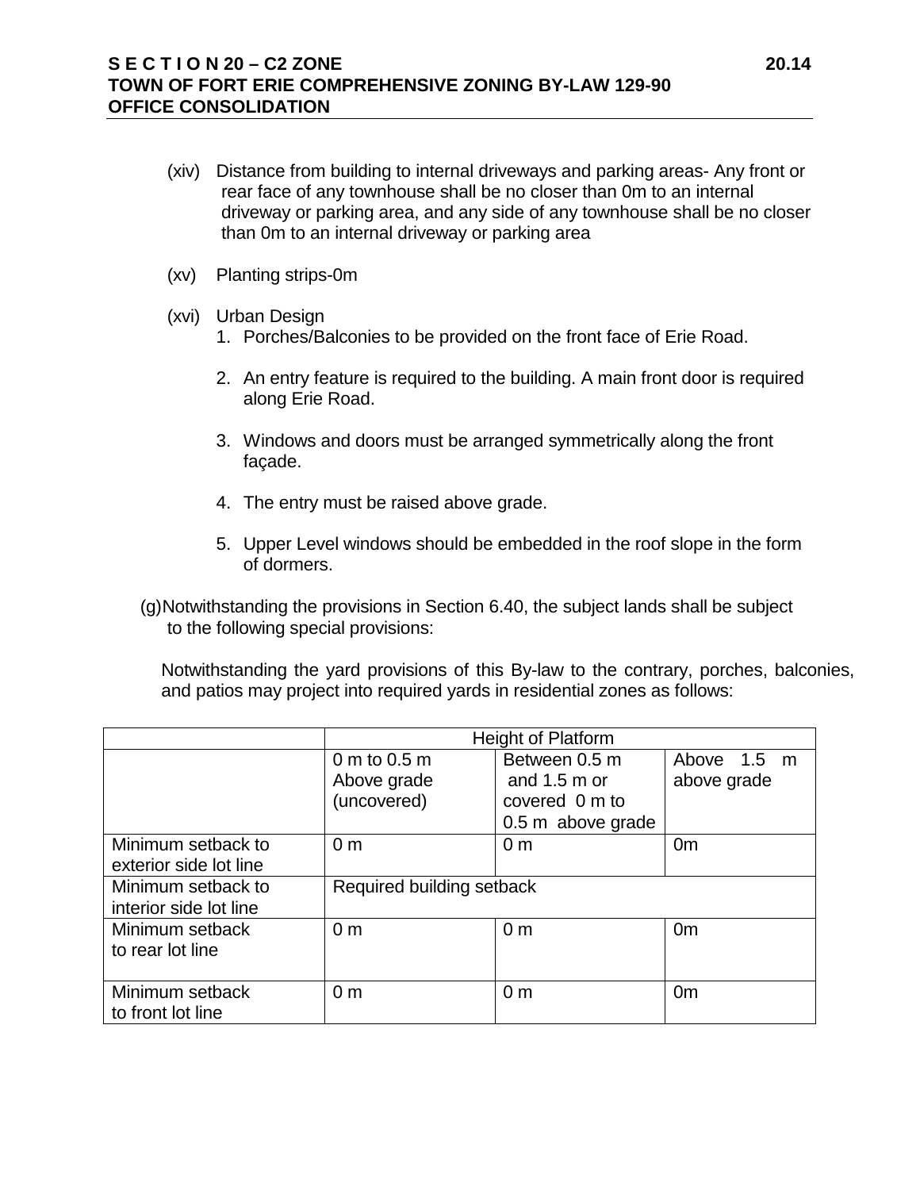(xiv) Distance from building to internal driveways and parking areas- Any front or rear face of any townhouse shall be no closer than 0m to an internal driveway or parking area, and any side of any townhouse shall be no closer than 0m to an internal driveway or parking area

(xv) Planting strips-0m

(xvi) Urban Design

1. Porches/Balconies to be provided on the front face of Erie Road.

2. An entry feature is required to the building. A main front door is required along Erie Road.

3. Windows and doors must be arranged symmetrically along the front façade.

4. The entry must be raised above grade.

5. Upper Level windows should be embedded in the roof slope in the form of dormers.

(g) Notwithstanding the provisions in Section 6.40, the subject lands shall be subject to the following special provisions:

Notwithstanding the yard provisions of this By-law to the contrary, porches, balconies, and patios may project into required yards in residential zones as follows:

| | Height of Platform | | |
|---|---|---|---|
| | 0 m to 0.5 m Above grade (uncovered) | Between 0.5 m and 1.5 m or covered 0 m to 0.5 m above grade | Above 1.5 m above grade |
| Minimum setback to exterior side lot line | 0 m | 0 m | 0m |
| Minimum setback to interior side lot line | Required building setback | | |
| Minimum setback to rear lot line | 0 m | 0 m | 0m |
| Minimum setback to front lot line | 0 m | 0 m | 0m |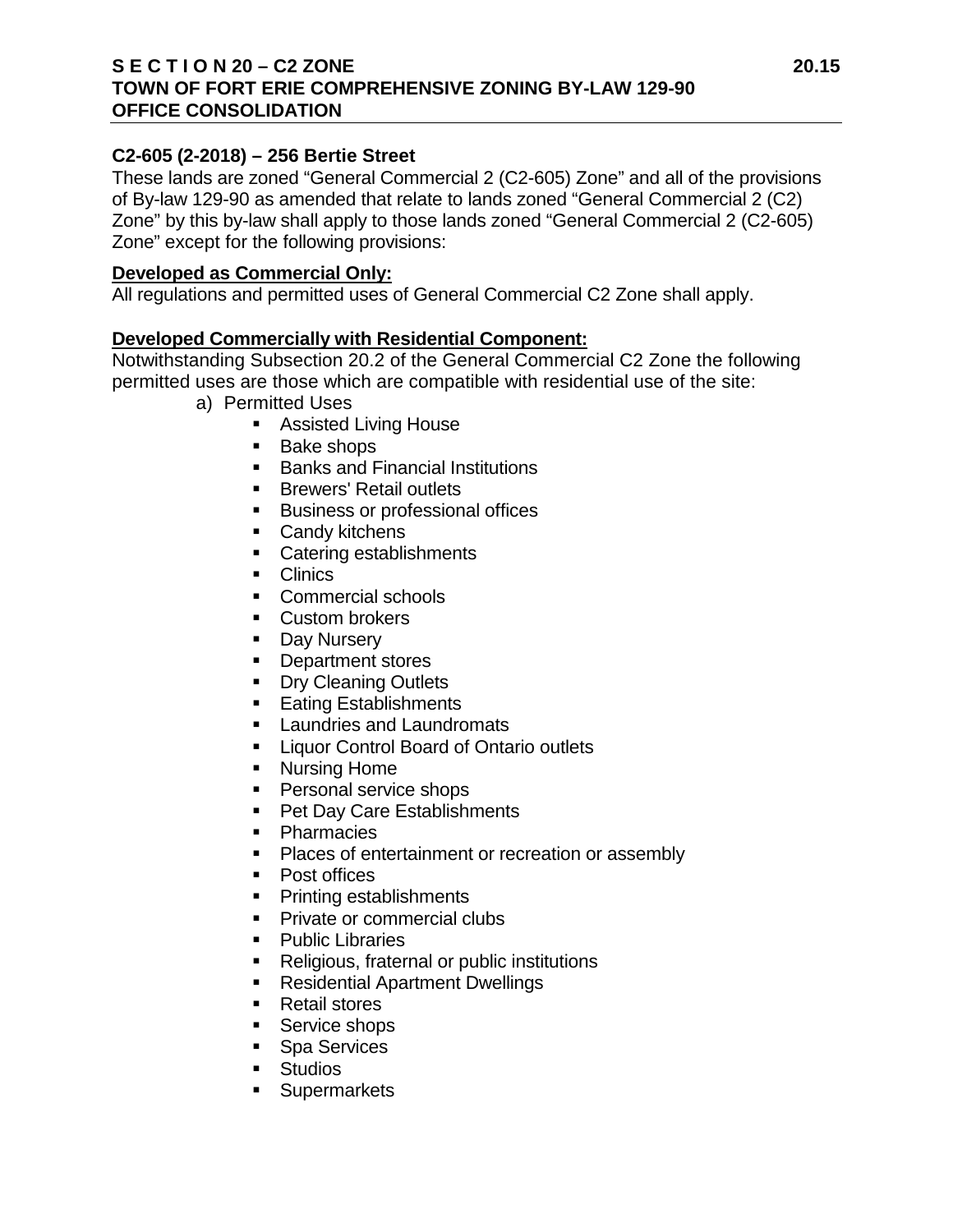**C2-605 (2-2018) – 256 Bertie Street**

These lands are zoned "General Commercial 2 (C2-605) Zone" and all of the provisions of By-law 129-90 as amended that relate to lands zoned "General Commercial 2 (C2) Zone" by this by-law shall apply to those lands zoned "General Commercial 2 (C2-605) Zone" except for the following provisions:

**Developed as Commercial Only:**

All regulations and permitted uses of General Commercial C2 Zone shall apply.

**Developed Commercially with Residential Component:**

Notwithstanding Subsection 20.2 of the General Commercial C2 Zone the following permitted uses are those which are compatible with residential use of the site:

a) Permitted Uses
- Assisted Living House
- Bake shops
- Banks and Financial Institutions
- Brewers' Retail outlets
- Business or professional offices
- Candy kitchens
- Catering establishments
- Clinics
- Commercial schools
- Custom brokers
- Day Nursery
- Department stores
- Dry Cleaning Outlets
- Eating Establishments
- Laundries and Laundromats
- Liquor Control Board of Ontario outlets
- Nursing Home
- Personal service shops
- Pet Day Care Establishments
- Pharmacies
- Places of entertainment or recreation or assembly
- Post offices
- Printing establishments
- Private or commercial clubs
- Public Libraries
- Religious, fraternal or public institutions
- Residential Apartment Dwellings
- Retail stores
- Service shops
- Spa Services
- Studios
- Supermarkets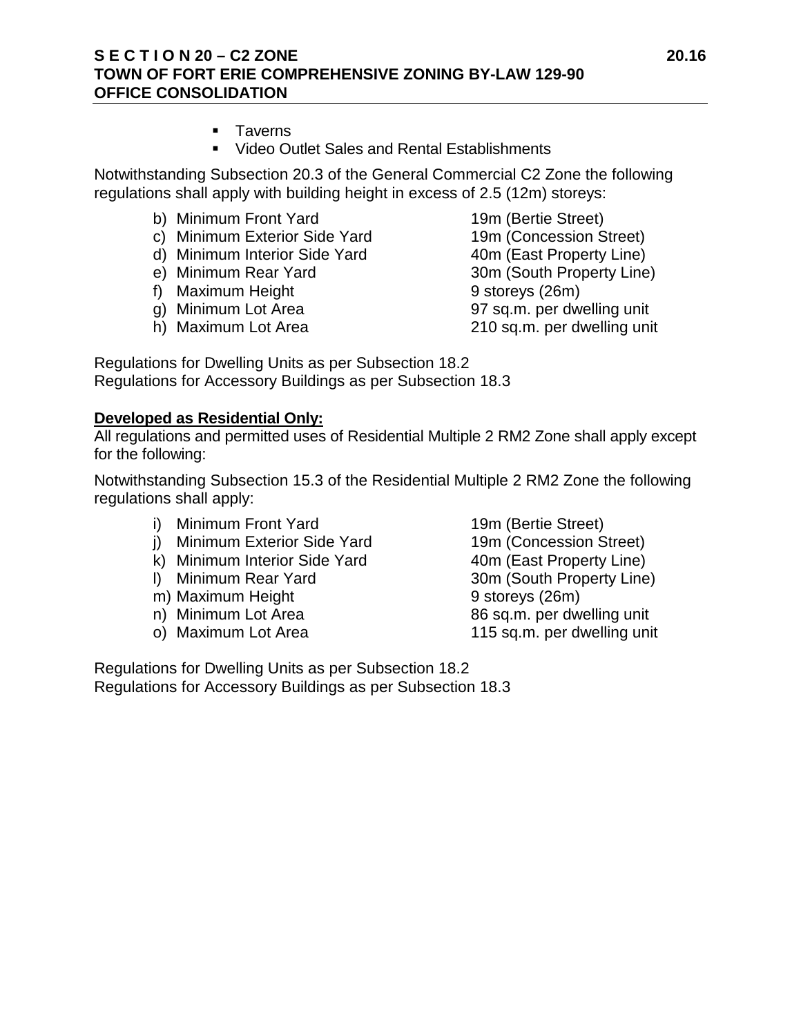- Taverns
- Video Outlet Sales and Rental Establishments

Notwithstanding Subsection 20.3 of the General Commercial C2 Zone the following regulations shall apply with building height in excess of 2.5 (12m) storeys:

| | |
|---|---|
| b) Minimum Front Yard | 19m (Bertie Street) |
| c) Minimum Exterior Side Yard | 19m (Concession Street) |
| d) Minimum Interior Side Yard | 40m (East Property Line) |
| e) Minimum Rear Yard | 30m (South Property Line) |
| f) Maximum Height | 9 storeys (26m) |
| g) Minimum Lot Area | 97 sq.m. per dwelling unit |
| h) Maximum Lot Area | 210 sq.m. per dwelling unit |

Regulations for Dwelling Units as per Subsection 18.2
Regulations for Accessory Buildings as per Subsection 18.3

**Developed as Residential Only:**

All regulations and permitted uses of Residential Multiple 2 RM2 Zone shall apply except for the following:

Notwithstanding Subsection 15.3 of the Residential Multiple 2 RM2 Zone the following regulations shall apply:

| | |
|---|---|
| i) Minimum Front Yard | 19m (Bertie Street) |
| j) Minimum Exterior Side Yard | 19m (Concession Street) |
| k) Minimum Interior Side Yard | 40m (East Property Line) |
| l) Minimum Rear Yard | 30m (South Property Line) |
| m) Maximum Height | 9 storeys (26m) |
| n) Minimum Lot Area | 86 sq.m. per dwelling unit |
| o) Maximum Lot Area | 115 sq.m. per dwelling unit |

Regulations for Dwelling Units as per Subsection 18.2
Regulations for Accessory Buildings as per Subsection 18.3